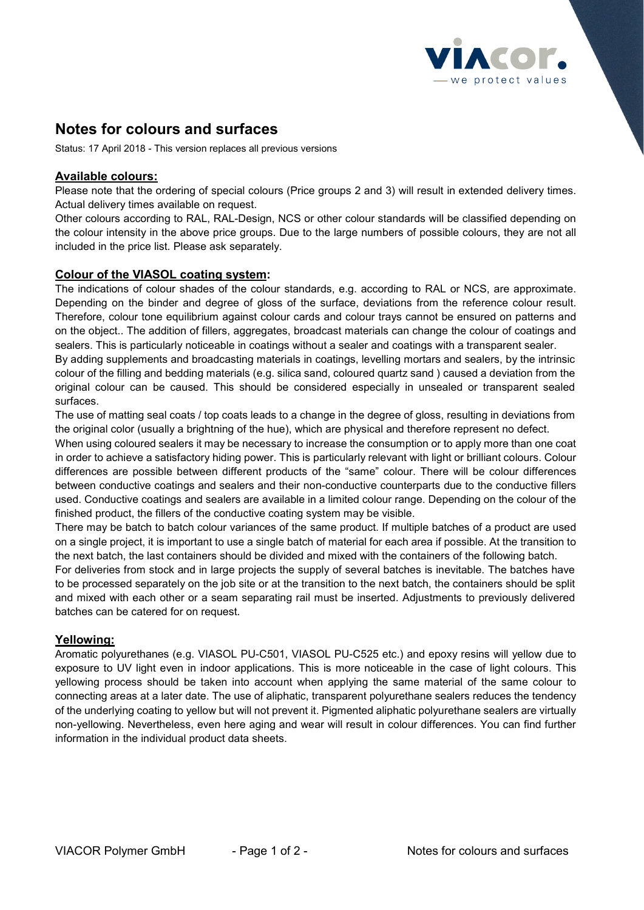# Notes for colours and surfaces

Status: 17 April 2018 - This version replaces all previous versions

## Available colours:

Please note that the ordering of special colours (Price groups 2 and 3) will result in extended delivery times. Actual delivery times available on request.

Other colours according to RAL, RAL-Design, NCS or other colour standards will be classified depending on the colour intensity in the above price groups. Due to the large numbers of possible colours, they are not all included in the price list. Please ask separately.

## Colour of the VIASOL coating system:

The indications of colour shades of the colour standards, e.g. according to RAL or NCS, are approximate. Depending on the binder and degree of gloss of the surface, deviations from the reference colour result. Therefore, colour tone equilibrium against colour cards and colour trays cannot be ensured on patterns and on the object.. The addition of fillers, aggregates, broadcast materials can change the colour of coatings and sealers. This is particularly noticeable in coatings without a sealer and coatings with a transparent sealer.

By adding supplements and broadcasting materials in coatings, levelling mortars and sealers, by the intrinsic colour of the filling and bedding materials (e.g. silica sand, coloured quartz sand ) caused a deviation from the original colour can be caused. This should be considered especially in unsealed or transparent sealed surfaces.

The use of matting seal coats / top coats leads to a change in the degree of gloss, resulting in deviations from the original color (usually a brightning of the hue), which are physical and therefore represent no defect.

When using coloured sealers it may be necessary to increase the consumption or to apply more than one coat in order to achieve a satisfactory hiding power. This is particularly relevant with light or brilliant colours. Colour differences are possible between different products of the “same” colour. There will be colour differences between conductive coatings and sealers and their non-conductive counterparts due to the conductive fillers used. Conductive coatings and sealers are available in a limited colour range. Depending on the colour of the finished product, the fillers of the conductive coating system may be visible.

There may be batch to batch colour variances of the same product. If multiple batches of a product are used on a single project, it is important to use a single batch of material for each area if possible. At the transition to the next batch, the last containers should be divided and mixed with the containers of the following batch.

For deliveries from stock and in large projects the supply of several batches is inevitable. The batches have to be processed separately on the job site or at the transition to the next batch, the containers should be split and mixed with each other or a seam separating rail must be inserted. Adjustments to previously delivered batches can be catered for on request.

## Yellowing:

Aromatic polyurethanes (e.g. VIASOL PU-C501, VIASOL PU-C525 etc.) and epoxy resins will yellow due to exposure to UV light even in indoor applications. This is more noticeable in the case of light colours. This yellowing process should be taken into account when applying the same material of the same colour to connecting areas at a later date. The use of aliphatic, transparent polyurethane sealers reduces the tendency of the underlying coating to yellow but will not prevent it. Pigmented aliphatic polyurethane sealers are virtually non-yellowing. Nevertheless, even here aging and wear will result in colour differences. You can find further information in the individual product data sheets.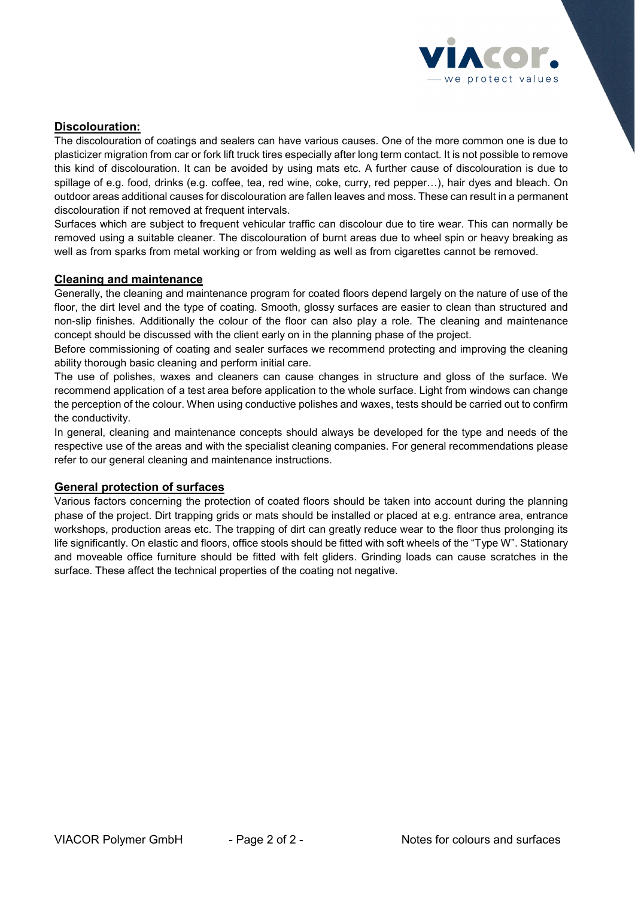## Discolouration:

The discolouration of coatings and sealers can have various causes. One of the more common one is due to plasticizer migration from car or fork lift truck tires especially after long term contact. It is not possible to remove this kind of discolouration. It can be avoided by using mats etc. A further cause of discolouration is due to spillage of e.g. food, drinks (e.g. coffee, tea, red wine, coke, curry, red pepper…), hair dyes and bleach. On outdoor areas additional causes for discolouration are fallen leaves and moss. These can result in a permanent discolouration if not removed at frequent intervals.

Surfaces which are subject to frequent vehicular traffic can discolour due to tire wear. This can normally be removed using a suitable cleaner. The discolouration of burnt areas due to wheel spin or heavy breaking as well as from sparks from metal working or from welding as well as from cigarettes cannot be removed.

## Cleaning and maintenance

Generally, the cleaning and maintenance program for coated floors depend largely on the nature of use of the floor, the dirt level and the type of coating. Smooth, glossy surfaces are easier to clean than structured and non-slip finishes. Additionally the colour of the floor can also play a role. The cleaning and maintenance concept should be discussed with the client early on in the planning phase of the project.

Before commissioning of coating and sealer surfaces we recommend protecting and improving the cleaning ability thorough basic cleaning and perform initial care.

The use of polishes, waxes and cleaners can cause changes in structure and gloss of the surface. We recommend application of a test area before application to the whole surface. Light from windows can change the perception of the colour. When using conductive polishes and waxes, tests should be carried out to confirm the conductivity.

In general, cleaning and maintenance concepts should always be developed for the type and needs of the respective use of the areas and with the specialist cleaning companies. For general recommendations please refer to our general cleaning and maintenance instructions.

## General protection of surfaces

Various factors concerning the protection of coated floors should be taken into account during the planning phase of the project. Dirt trapping grids or mats should be installed or placed at e.g. entrance area, entrance workshops, production areas etc. The trapping of dirt can greatly reduce wear to the floor thus prolonging its life significantly. On elastic and floors, office stools should be fitted with soft wheels of the "Type W". Stationary and moveable office furniture should be fitted with felt gliders. Grinding loads can cause scratches in the surface. These affect the technical properties of the coating not negative.